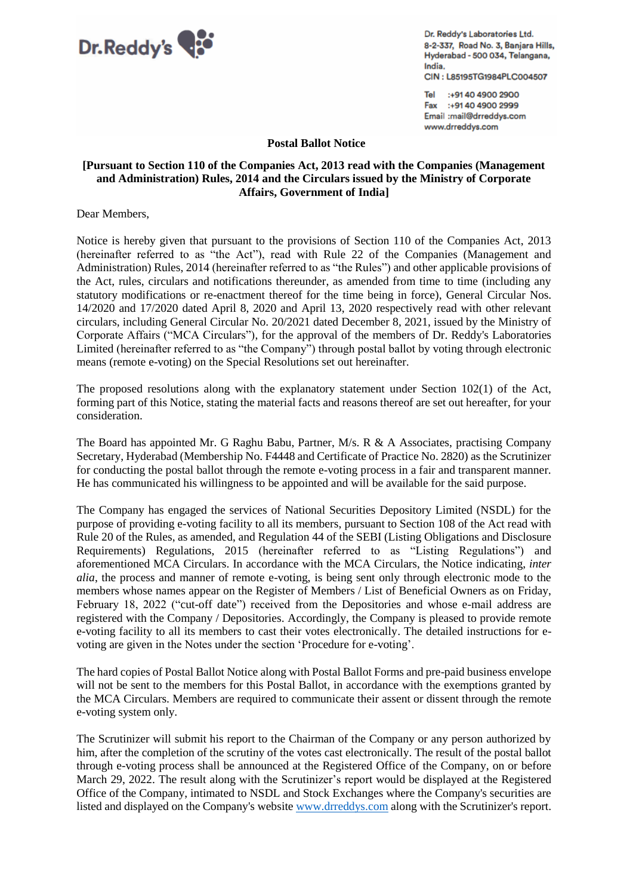Dr.Reddy's

Dr. Reddy's Laboratories Ltd.
8-2-337, Road No. 3, Banjara Hills,
Hyderabad - 500 034, Telangana,
India.
CIN : L85195TG1984PLC004507

Tel :+91 40 4900 2900
Fax :+91 40 4900 2999
Email :mail@drreddys.com
www.drreddys.com

# Postal Ballot Notice

**[Pursuant to Section 110 of the Companies Act, 2013 read with the Companies (Management and Administration) Rules, 2014 and the Circulars issued by the Ministry of Corporate Affairs, Government of India]**

Dear Members,

Notice is hereby given that pursuant to the provisions of Section 110 of the Companies Act, 2013 (hereinafter referred to as "the Act"), read with Rule 22 of the Companies (Management and Administration) Rules, 2014 (hereinafter referred to as "the Rules") and other applicable provisions of the Act, rules, circulars and notifications thereunder, as amended from time to time (including any statutory modifications or re-enactment thereof for the time being in force), General Circular Nos. 14/2020 and 17/2020 dated April 8, 2020 and April 13, 2020 respectively read with other relevant circulars, including General Circular No. 20/2021 dated December 8, 2021, issued by the Ministry of Corporate Affairs ("MCA Circulars"), for the approval of the members of Dr. Reddy's Laboratories Limited (hereinafter referred to as "the Company") through postal ballot by voting through electronic means (remote e-voting) on the Special Resolutions set out hereinafter.

The proposed resolutions along with the explanatory statement under Section 102(1) of the Act, forming part of this Notice, stating the material facts and reasons thereof are set out hereafter, for your consideration.

The Board has appointed Mr. G Raghu Babu, Partner, M/s. R & A Associates, practising Company Secretary, Hyderabad (Membership No. F4448 and Certificate of Practice No. 2820) as the Scrutinizer for conducting the postal ballot through the remote e-voting process in a fair and transparent manner. He has communicated his willingness to be appointed and will be available for the said purpose.

The Company has engaged the services of National Securities Depository Limited (NSDL) for the purpose of providing e-voting facility to all its members, pursuant to Section 108 of the Act read with Rule 20 of the Rules, as amended, and Regulation 44 of the SEBI (Listing Obligations and Disclosure Requirements) Regulations, 2015 (hereinafter referred to as "Listing Regulations") and aforementioned MCA Circulars. In accordance with the MCA Circulars, the Notice indicating, *inter alia*, the process and manner of remote e-voting, is being sent only through electronic mode to the members whose names appear on the Register of Members / List of Beneficial Owners as on Friday, February 18, 2022 ("cut-off date") received from the Depositories and whose e-mail address are registered with the Company / Depositories. Accordingly, the Company is pleased to provide remote e-voting facility to all its members to cast their votes electronically. The detailed instructions for e-voting are given in the Notes under the section 'Procedure for e-voting'.

The hard copies of Postal Ballot Notice along with Postal Ballot Forms and pre-paid business envelope will not be sent to the members for this Postal Ballot, in accordance with the exemptions granted by the MCA Circulars. Members are required to communicate their assent or dissent through the remote e-voting system only.

The Scrutinizer will submit his report to the Chairman of the Company or any person authorized by him, after the completion of the scrutiny of the votes cast electronically. The result of the postal ballot through e-voting process shall be announced at the Registered Office of the Company, on or before March 29, 2022. The result along with the Scrutinizer's report would be displayed at the Registered Office of the Company, intimated to NSDL and Stock Exchanges where the Company's securities are listed and displayed on the Company's website www.drreddys.com along with the Scrutinizer's report.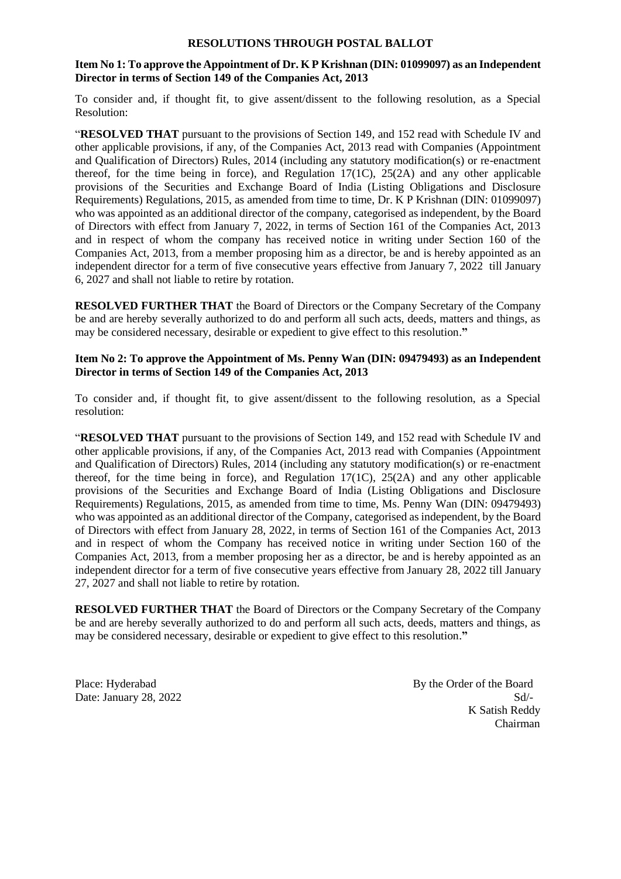## RESOLUTIONS THROUGH POSTAL BALLOT

**Item No 1: To approve the Appointment of Dr. K P Krishnan (DIN: 01099097) as an Independent Director in terms of Section 149 of the Companies Act, 2013**

To consider and, if thought fit, to give assent/dissent to the following resolution, as a Special Resolution:

"**RESOLVED THAT** pursuant to the provisions of Section 149, and 152 read with Schedule IV and other applicable provisions, if any, of the Companies Act, 2013 read with Companies (Appointment and Qualification of Directors) Rules, 2014 (including any statutory modification(s) or re-enactment thereof, for the time being in force), and Regulation 17(1C), 25(2A) and any other applicable provisions of the Securities and Exchange Board of India (Listing Obligations and Disclosure Requirements) Regulations, 2015, as amended from time to time, Dr. K P Krishnan (DIN: 01099097) who was appointed as an additional director of the company, categorised as independent, by the Board of Directors with effect from January 7, 2022, in terms of Section 161 of the Companies Act, 2013 and in respect of whom the company has received notice in writing under Section 160 of the Companies Act, 2013, from a member proposing him as a director, be and is hereby appointed as an independent director for a term of five consecutive years effective from January 7, 2022 till January 6, 2027 and shall not liable to retire by rotation.

**RESOLVED FURTHER THAT** the Board of Directors or the Company Secretary of the Company be and are hereby severally authorized to do and perform all such acts, deeds, matters and things, as may be considered necessary, desirable or expedient to give effect to this resolution.**"**

**Item No 2: To approve the Appointment of Ms. Penny Wan (DIN: 09479493) as an Independent Director in terms of Section 149 of the Companies Act, 2013**

To consider and, if thought fit, to give assent/dissent to the following resolution, as a Special resolution:

"**RESOLVED THAT** pursuant to the provisions of Section 149, and 152 read with Schedule IV and other applicable provisions, if any, of the Companies Act, 2013 read with Companies (Appointment and Qualification of Directors) Rules, 2014 (including any statutory modification(s) or re-enactment thereof, for the time being in force), and Regulation 17(1C), 25(2A) and any other applicable provisions of the Securities and Exchange Board of India (Listing Obligations and Disclosure Requirements) Regulations, 2015, as amended from time to time, Ms. Penny Wan (DIN: 09479493) who was appointed as an additional director of the Company, categorised as independent, by the Board of Directors with effect from January 28, 2022, in terms of Section 161 of the Companies Act, 2013 and in respect of whom the Company has received notice in writing under Section 160 of the Companies Act, 2013, from a member proposing her as a director, be and is hereby appointed as an independent director for a term of five consecutive years effective from January 28, 2022 till January 27, 2027 and shall not liable to retire by rotation.

**RESOLVED FURTHER THAT** the Board of Directors or the Company Secretary of the Company be and are hereby severally authorized to do and perform all such acts, deeds, matters and things, as may be considered necessary, desirable or expedient to give effect to this resolution.**"**

Place: Hyderabad
Date: January 28, 2022

By the Order of the Board
Sd/-
K Satish Reddy
Chairman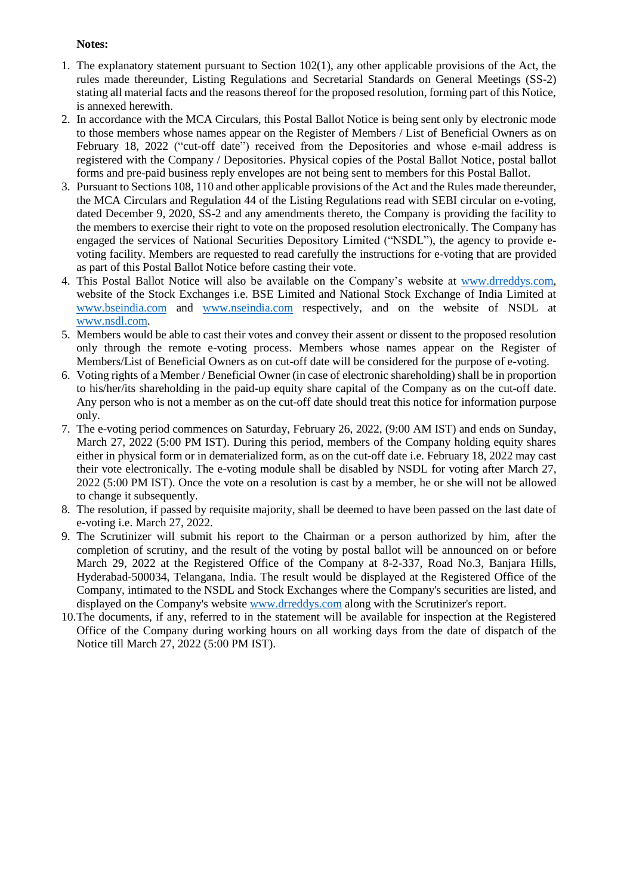**Notes:**

1. The explanatory statement pursuant to Section 102(1), any other applicable provisions of the Act, the rules made thereunder, Listing Regulations and Secretarial Standards on General Meetings (SS-2) stating all material facts and the reasons thereof for the proposed resolution, forming part of this Notice, is annexed herewith.
2. In accordance with the MCA Circulars, this Postal Ballot Notice is being sent only by electronic mode to those members whose names appear on the Register of Members / List of Beneficial Owners as on February 18, 2022 ("cut-off date") received from the Depositories and whose e-mail address is registered with the Company / Depositories. Physical copies of the Postal Ballot Notice, postal ballot forms and pre-paid business reply envelopes are not being sent to members for this Postal Ballot.
3. Pursuant to Sections 108, 110 and other applicable provisions of the Act and the Rules made thereunder, the MCA Circulars and Regulation 44 of the Listing Regulations read with SEBI circular on e-voting, dated December 9, 2020, SS-2 and any amendments thereto, the Company is providing the facility to the members to exercise their right to vote on the proposed resolution electronically. The Company has engaged the services of National Securities Depository Limited ("NSDL"), the agency to provide e-voting facility. Members are requested to read carefully the instructions for e-voting that are provided as part of this Postal Ballot Notice before casting their vote.
4. This Postal Ballot Notice will also be available on the Company's website at www.drreddys.com, website of the Stock Exchanges i.e. BSE Limited and National Stock Exchange of India Limited at www.bseindia.com and www.nseindia.com respectively, and on the website of NSDL at www.nsdl.com.
5. Members would be able to cast their votes and convey their assent or dissent to the proposed resolution only through the remote e-voting process. Members whose names appear on the Register of Members/List of Beneficial Owners as on cut-off date will be considered for the purpose of e-voting.
6. Voting rights of a Member / Beneficial Owner (in case of electronic shareholding) shall be in proportion to his/her/its shareholding in the paid-up equity share capital of the Company as on the cut-off date. Any person who is not a member as on the cut-off date should treat this notice for information purpose only.
7. The e-voting period commences on Saturday, February 26, 2022, (9:00 AM IST) and ends on Sunday, March 27, 2022 (5:00 PM IST). During this period, members of the Company holding equity shares either in physical form or in dematerialized form, as on the cut-off date i.e. February 18, 2022 may cast their vote electronically. The e-voting module shall be disabled by NSDL for voting after March 27, 2022 (5:00 PM IST). Once the vote on a resolution is cast by a member, he or she will not be allowed to change it subsequently.
8. The resolution, if passed by requisite majority, shall be deemed to have been passed on the last date of e-voting i.e. March 27, 2022.
9. The Scrutinizer will submit his report to the Chairman or a person authorized by him, after the completion of scrutiny, and the result of the voting by postal ballot will be announced on or before March 29, 2022 at the Registered Office of the Company at 8-2-337, Road No.3, Banjara Hills, Hyderabad-500034, Telangana, India. The result would be displayed at the Registered Office of the Company, intimated to the NSDL and Stock Exchanges where the Company's securities are listed, and displayed on the Company's website www.drreddys.com along with the Scrutinizer's report.
10. The documents, if any, referred to in the statement will be available for inspection at the Registered Office of the Company during working hours on all working days from the date of dispatch of the Notice till March 27, 2022 (5:00 PM IST).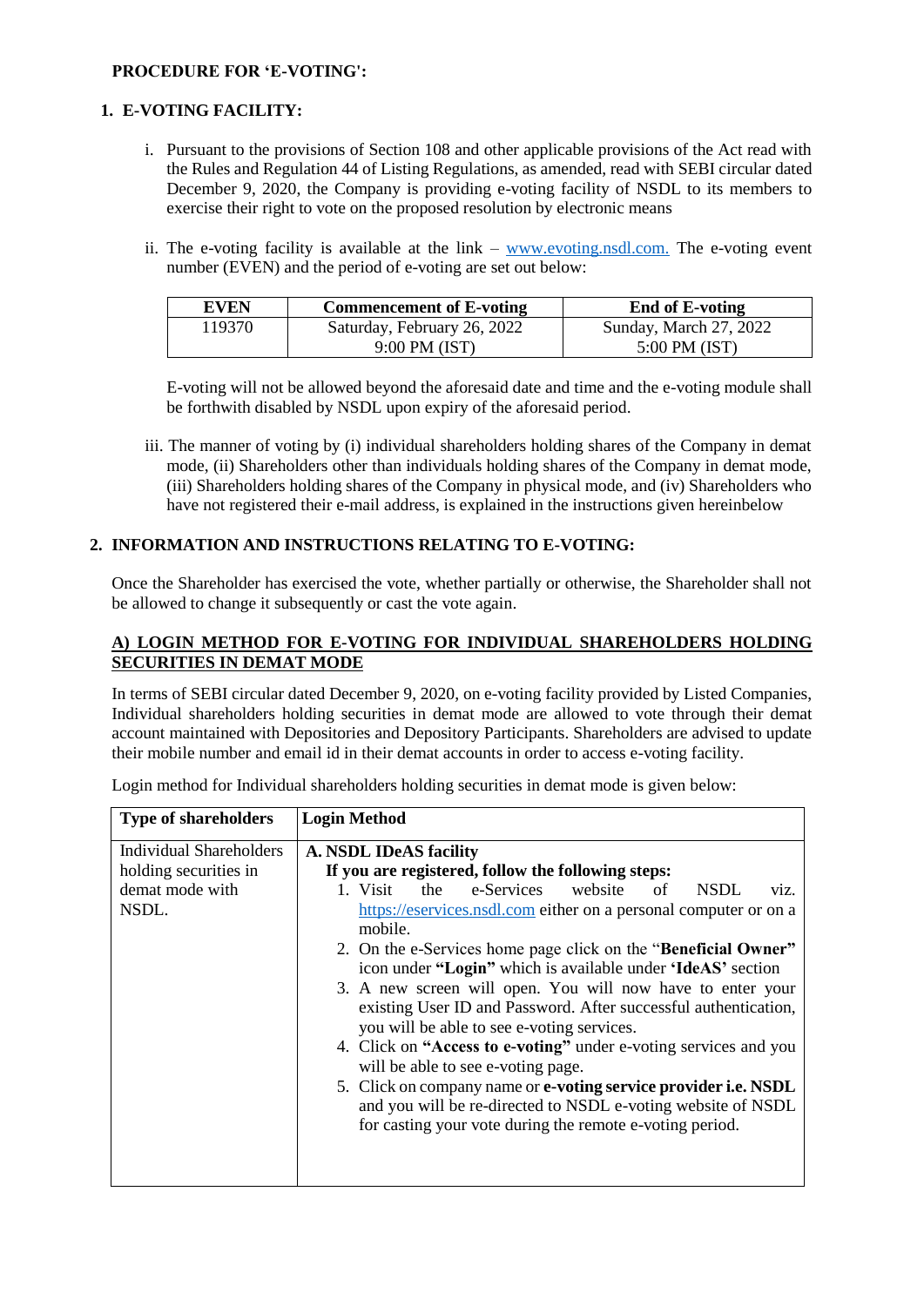**PROCEDURE FOR 'E-VOTING':**

## 1. E-VOTING FACILITY:

i. Pursuant to the provisions of Section 108 and other applicable provisions of the Act read with the Rules and Regulation 44 of Listing Regulations, as amended, read with SEBI circular dated December 9, 2020, the Company is providing e-voting facility of NSDL to its members to exercise their right to vote on the proposed resolution by electronic means

ii. The e-voting facility is available at the link – www.evoting.nsdl.com. The e-voting event number (EVEN) and the period of e-voting are set out below:

| EVEN | Commencement of E-voting | End of E-voting |
|---|---|---|
| 119370 | Saturday, February 26, 2022 9:00 PM (IST) | Sunday, March 27, 2022 5:00 PM (IST) |

E-voting will not be allowed beyond the aforesaid date and time and the e-voting module shall be forthwith disabled by NSDL upon expiry of the aforesaid period.

iii. The manner of voting by (i) individual shareholders holding shares of the Company in demat mode, (ii) Shareholders other than individuals holding shares of the Company in demat mode, (iii) Shareholders holding shares of the Company in physical mode, and (iv) Shareholders who have not registered their e-mail address, is explained in the instructions given hereinbelow

## 2. INFORMATION AND INSTRUCTIONS RELATING TO E-VOTING:

Once the Shareholder has exercised the vote, whether partially or otherwise, the Shareholder shall not be allowed to change it subsequently or cast the vote again.

### A) LOGIN METHOD FOR E-VOTING FOR INDIVIDUAL SHAREHOLDERS HOLDING SECURITIES IN DEMAT MODE

In terms of SEBI circular dated December 9, 2020, on e-voting facility provided by Listed Companies, Individual shareholders holding securities in demat mode are allowed to vote through their demat account maintained with Depositories and Depository Participants. Shareholders are advised to update their mobile number and email id in their demat accounts in order to access e-voting facility.

Login method for Individual shareholders holding securities in demat mode is given below:

| Type of shareholders | Login Method |
|---|---|
| Individual Shareholders holding securities in demat mode with NSDL. | **A. NSDL IDeAS facility**<br>**If you are registered, follow the following steps:**<br>1. Visit the e-Services website of NSDL viz. https://eservices.nsdl.com either on a personal computer or on a mobile.<br>2. On the e-Services home page click on the "**Beneficial Owner**" icon under **"Login"** which is available under **'IdeAS'** section<br>3. A new screen will open. You will now have to enter your existing User ID and Password. After successful authentication, you will be able to see e-voting services.<br>4. Click on **"Access to e-voting"** under e-voting services and you will be able to see e-voting page.<br>5. Click on company name or **e-voting service provider i.e. NSDL** and you will be re-directed to NSDL e-voting website of NSDL for casting your vote during the remote e-voting period. |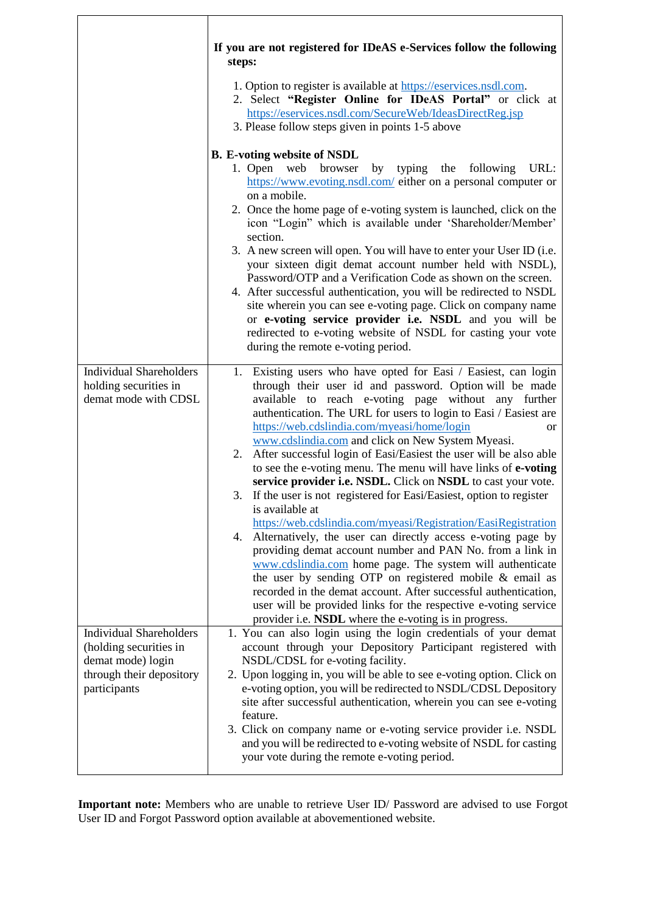| | |
|---|---|
| | **If you are not registered for IDeAS e-Services follow the following steps:**<br><br>1. Option to register is available at https://eservices.nsdl.com.<br>2. Select **"Register Online for IDeAS Portal"** or click at https://eservices.nsdl.com/SecureWeb/IdeasDirectReg.jsp<br>3. Please follow steps given in points 1-5 above<br><br>**B. E-voting website of NSDL**<br>1. Open web browser by typing the following URL: https://www.evoting.nsdl.com/ either on a personal computer or on a mobile.<br>2. Once the home page of e-voting system is launched, click on the icon "Login" which is available under 'Shareholder/Member' section.<br>3. A new screen will open. You will have to enter your User ID (i.e. your sixteen digit demat account number held with NSDL), Password/OTP and a Verification Code as shown on the screen.<br>4. After successful authentication, you will be redirected to NSDL site wherein you can see e-voting page. Click on company name or **e-voting service provider i.e. NSDL** and you will be redirected to e-voting website of NSDL for casting your vote during the remote e-voting period. |
| Individual Shareholders holding securities in demat mode with CDSL | 1. Existing users who have opted for Easi / Easiest, can login through their user id and password. Option will be made available to reach e-voting page without any further authentication. The URL for users to login to Easi / Easiest are https://web.cdslindia.com/myeasi/home/login or www.cdslindia.com and click on New System Myeasi.<br>2. After successful login of Easi/Easiest the user will be also able to see the e-voting menu. The menu will have links of **e-voting service provider i.e. NSDL.** Click on **NSDL** to cast your vote.<br>3. If the user is not registered for Easi/Easiest, option to register is available at https://web.cdslindia.com/myeasi/Registration/EasiRegistration<br>4. Alternatively, the user can directly access e-voting page by providing demat account number and PAN No. from a link in www.cdslindia.com home page. The system will authenticate the user by sending OTP on registered mobile & email as recorded in the demat account. After successful authentication, user will be provided links for the respective e-voting service provider i.e. **NSDL** where the e-voting is in progress. |
| Individual Shareholders (holding securities in demat mode) login through their depository participants | 1. You can also login using the login credentials of your demat account through your Depository Participant registered with NSDL/CDSL for e-voting facility.<br>2. Upon logging in, you will be able to see e-voting option. Click on e-voting option, you will be redirected to NSDL/CDSL Depository site after successful authentication, wherein you can see e-voting feature.<br>3. Click on company name or e-voting service provider i.e. NSDL and you will be redirected to e-voting website of NSDL for casting your vote during the remote e-voting period. |

**Important note:** Members who are unable to retrieve User ID/ Password are advised to use Forgot User ID and Forgot Password option available at abovementioned website.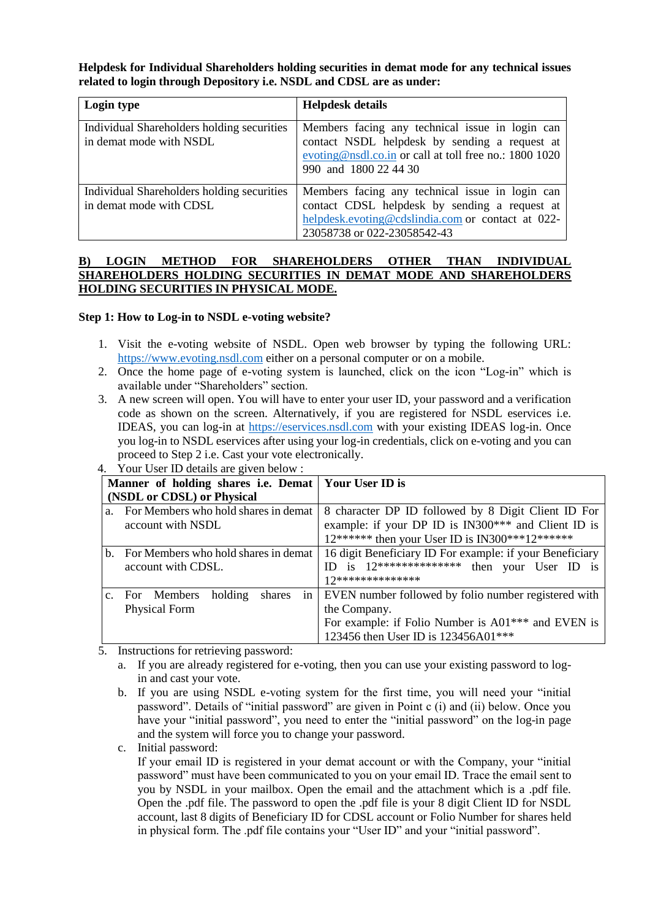**Helpdesk for Individual Shareholders holding securities in demat mode for any technical issues related to login through Depository i.e. NSDL and CDSL are as under:**

| Login type | Helpdesk details |
|---|---|
| Individual Shareholders holding securities in demat mode with NSDL | Members facing any technical issue in login can contact NSDL helpdesk by sending a request at evoting@nsdl.co.in or call at toll free no.: 1800 1020 990 and 1800 22 44 30 |
| Individual Shareholders holding securities in demat mode with CDSL | Members facing any technical issue in login can contact CDSL helpdesk by sending a request at helpdesk.evoting@cdslindia.com or contact at 022-23058738 or 022-23058542-43 |

**B) LOGIN METHOD FOR SHAREHOLDERS OTHER THAN INDIVIDUAL SHAREHOLDERS HOLDING SECURITIES IN DEMAT MODE AND SHAREHOLDERS HOLDING SECURITIES IN PHYSICAL MODE.**

**Step 1: How to Log-in to NSDL e-voting website?**

1. Visit the e-voting website of NSDL. Open web browser by typing the following URL: https://www.evoting.nsdl.com either on a personal computer or on a mobile.
2. Once the home page of e-voting system is launched, click on the icon "Log-in" which is available under "Shareholders" section.
3. A new screen will open. You will have to enter your user ID, your password and a verification code as shown on the screen. Alternatively, if you are registered for NSDL eservices i.e. IDEAS, you can log-in at https://eservices.nsdl.com with your existing IDEAS log-in. Once you log-in to NSDL eservices after using your log-in credentials, click on e-voting and you can proceed to Step 2 i.e. Cast your vote electronically.
4. Your User ID details are given below :

| Manner of holding shares i.e. Demat (NSDL or CDSL) or Physical | Your User ID is |
|---|---|
| a. For Members who hold shares in demat account with NSDL | 8 character DP ID followed by 8 Digit Client ID For example: if your DP ID is IN300*** and Client ID is 12****** then your User ID is IN300***12****** |
| b. For Members who hold shares in demat account with CDSL. | 16 digit Beneficiary ID For example: if your Beneficiary ID is 12************** then your User ID is 12************** |
| c. For Members holding shares in Physical Form | EVEN number followed by folio number registered with the Company. For example: if Folio Number is A01*** and EVEN is 123456 then User ID is 123456A01*** |

5. Instructions for retrieving password:
   a. If you are already registered for e-voting, then you can use your existing password to log-in and cast your vote.
   b. If you are using NSDL e-voting system for the first time, you will need your "initial password". Details of "initial password" are given in Point c (i) and (ii) below. Once you have your "initial password", you need to enter the "initial password" on the log-in page and the system will force you to change your password.
   c. Initial password:
      If your email ID is registered in your demat account or with the Company, your "initial password" must have been communicated to you on your email ID. Trace the email sent to you by NSDL in your mailbox. Open the email and the attachment which is a .pdf file. Open the .pdf file. The password to open the .pdf file is your 8 digit Client ID for NSDL account, last 8 digits of Beneficiary ID for CDSL account or Folio Number for shares held in physical form. The .pdf file contains your "User ID" and your "initial password".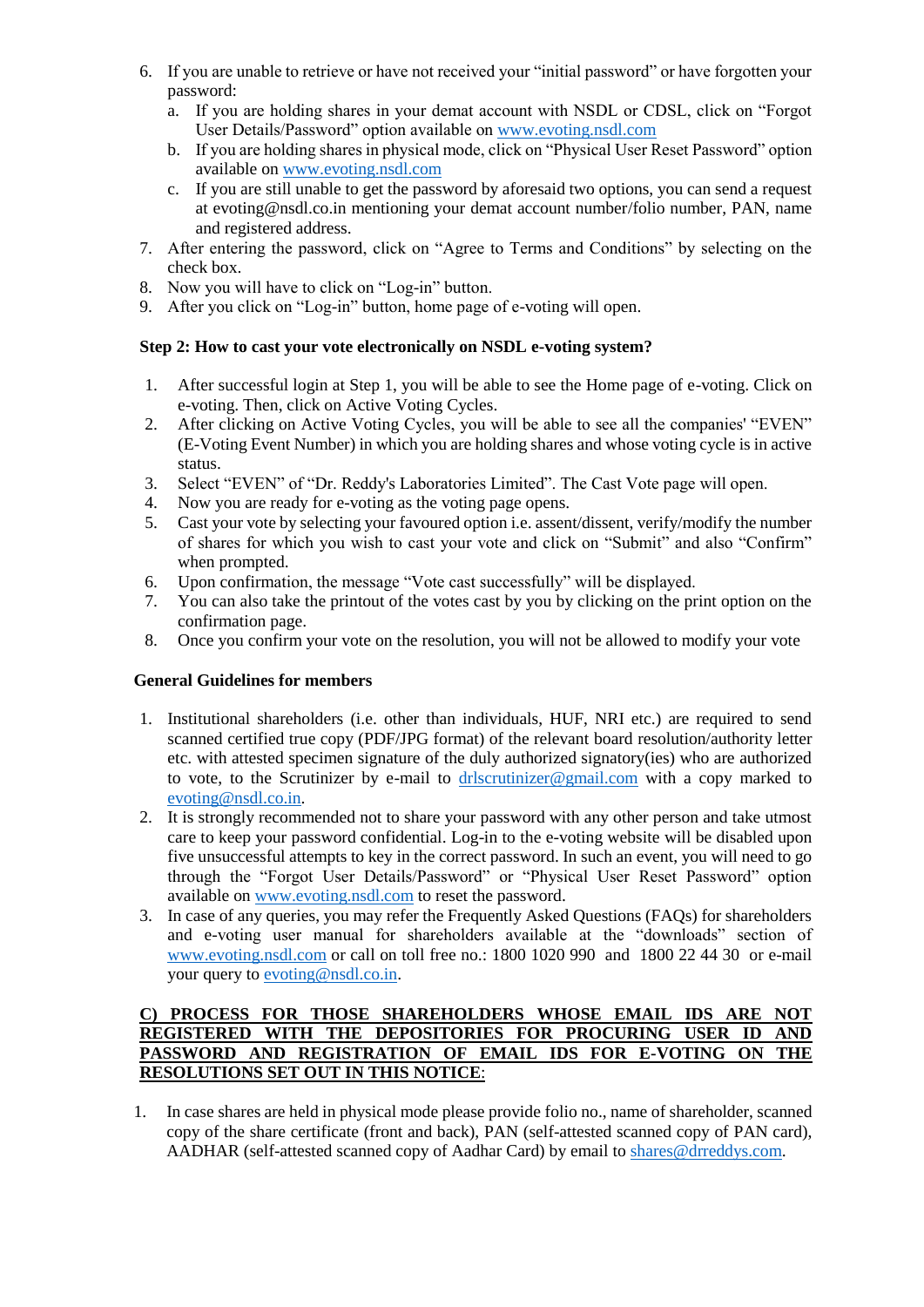6. If you are unable to retrieve or have not received your "initial password" or have forgotten your password:
   a. If you are holding shares in your demat account with NSDL or CDSL, click on "Forgot User Details/Password" option available on www.evoting.nsdl.com
   b. If you are holding shares in physical mode, click on "Physical User Reset Password" option available on www.evoting.nsdl.com
   c. If you are still unable to get the password by aforesaid two options, you can send a request at evoting@nsdl.co.in mentioning your demat account number/folio number, PAN, name and registered address.
7. After entering the password, click on "Agree to Terms and Conditions" by selecting on the check box.
8. Now you will have to click on "Log-in" button.
9. After you click on "Log-in" button, home page of e-voting will open.

**Step 2: How to cast your vote electronically on NSDL e-voting system?**

1. After successful login at Step 1, you will be able to see the Home page of e-voting. Click on e-voting. Then, click on Active Voting Cycles.
2. After clicking on Active Voting Cycles, you will be able to see all the companies' "EVEN" (E-Voting Event Number) in which you are holding shares and whose voting cycle is in active status.
3. Select "EVEN" of "Dr. Reddy's Laboratories Limited". The Cast Vote page will open.
4. Now you are ready for e-voting as the voting page opens.
5. Cast your vote by selecting your favoured option i.e. assent/dissent, verify/modify the number of shares for which you wish to cast your vote and click on "Submit" and also "Confirm" when prompted.
6. Upon confirmation, the message "Vote cast successfully" will be displayed.
7. You can also take the printout of the votes cast by you by clicking on the print option on the confirmation page.
8. Once you confirm your vote on the resolution, you will not be allowed to modify your vote

**General Guidelines for members**

1. Institutional shareholders (i.e. other than individuals, HUF, NRI etc.) are required to send scanned certified true copy (PDF/JPG format) of the relevant board resolution/authority letter etc. with attested specimen signature of the duly authorized signatory(ies) who are authorized to vote, to the Scrutinizer by e-mail to drlscrutinizer@gmail.com with a copy marked to evoting@nsdl.co.in.
2. It is strongly recommended not to share your password with any other person and take utmost care to keep your password confidential. Log-in to the e-voting website will be disabled upon five unsuccessful attempts to key in the correct password. In such an event, you will need to go through the "Forgot User Details/Password" or "Physical User Reset Password" option available on www.evoting.nsdl.com to reset the password.
3. In case of any queries, you may refer the Frequently Asked Questions (FAQs) for shareholders and e-voting user manual for shareholders available at the "downloads" section of www.evoting.nsdl.com or call on toll free no.: 1800 1020 990 and 1800 22 44 30 or e-mail your query to evoting@nsdl.co.in.

**C) PROCESS FOR THOSE SHAREHOLDERS WHOSE EMAIL IDS ARE NOT REGISTERED WITH THE DEPOSITORIES FOR PROCURING USER ID AND PASSWORD AND REGISTRATION OF EMAIL IDS FOR E-VOTING ON THE RESOLUTIONS SET OUT IN THIS NOTICE**:

1. In case shares are held in physical mode please provide folio no., name of shareholder, scanned copy of the share certificate (front and back), PAN (self-attested scanned copy of PAN card), AADHAR (self-attested scanned copy of Aadhar Card) by email to shares@drreddys.com.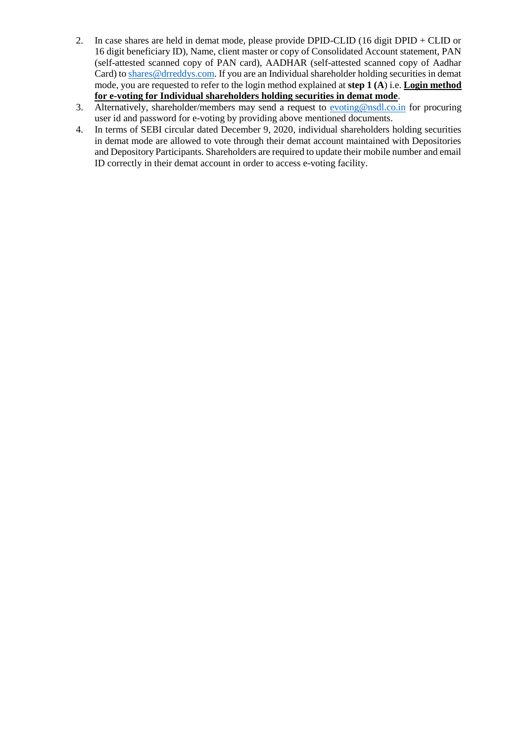2. In case shares are held in demat mode, please provide DPID-CLID (16 digit DPID + CLID or 16 digit beneficiary ID), Name, client master or copy of Consolidated Account statement, PAN (self-attested scanned copy of PAN card), AADHAR (self-attested scanned copy of Aadhar Card) to shares@drreddys.com. If you are an Individual shareholder holding securities in demat mode, you are requested to refer to the login method explained at **step 1 (A**) i.e. **<u>Login method for e-voting for Individual shareholders holding securities in demat mode</u>**.
3. Alternatively, shareholder/members may send a request to evoting@nsdl.co.in for procuring user id and password for e-voting by providing above mentioned documents.
4. In terms of SEBI circular dated December 9, 2020, individual shareholders holding securities in demat mode are allowed to vote through their demat account maintained with Depositories and Depository Participants. Shareholders are required to update their mobile number and email ID correctly in their demat account in order to access e-voting facility.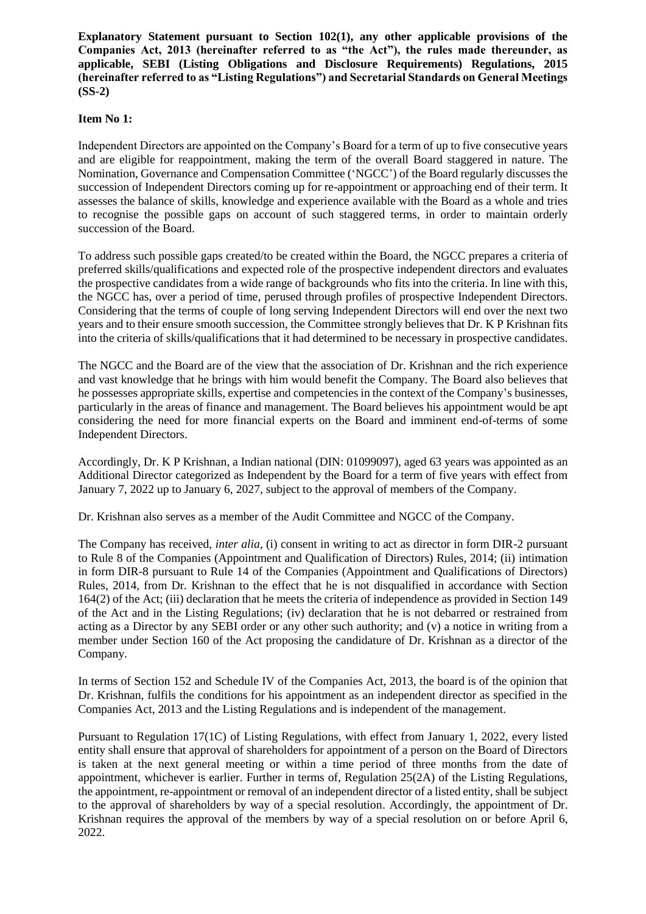**Explanatory Statement pursuant to Section 102(1), any other applicable provisions of the Companies Act, 2013 (hereinafter referred to as "the Act"), the rules made thereunder, as applicable, SEBI (Listing Obligations and Disclosure Requirements) Regulations, 2015 (hereinafter referred to as "Listing Regulations") and Secretarial Standards on General Meetings (SS-2)**

**Item No 1:**

Independent Directors are appointed on the Company's Board for a term of up to five consecutive years and are eligible for reappointment, making the term of the overall Board staggered in nature. The Nomination, Governance and Compensation Committee ('NGCC') of the Board regularly discusses the succession of Independent Directors coming up for re-appointment or approaching end of their term. It assesses the balance of skills, knowledge and experience available with the Board as a whole and tries to recognise the possible gaps on account of such staggered terms, in order to maintain orderly succession of the Board.

To address such possible gaps created/to be created within the Board, the NGCC prepares a criteria of preferred skills/qualifications and expected role of the prospective independent directors and evaluates the prospective candidates from a wide range of backgrounds who fits into the criteria. In line with this, the NGCC has, over a period of time, perused through profiles of prospective Independent Directors. Considering that the terms of couple of long serving Independent Directors will end over the next two years and to their ensure smooth succession, the Committee strongly believes that Dr. K P Krishnan fits into the criteria of skills/qualifications that it had determined to be necessary in prospective candidates.

The NGCC and the Board are of the view that the association of Dr. Krishnan and the rich experience and vast knowledge that he brings with him would benefit the Company. The Board also believes that he possesses appropriate skills, expertise and competencies in the context of the Company's businesses, particularly in the areas of finance and management. The Board believes his appointment would be apt considering the need for more financial experts on the Board and imminent end-of-terms of some Independent Directors.

Accordingly, Dr. K P Krishnan, a Indian national (DIN: 01099097), aged 63 years was appointed as an Additional Director categorized as Independent by the Board for a term of five years with effect from January 7, 2022 up to January 6, 2027, subject to the approval of members of the Company.

Dr. Krishnan also serves as a member of the Audit Committee and NGCC of the Company.

The Company has received, *inter alia*, (i) consent in writing to act as director in form DIR-2 pursuant to Rule 8 of the Companies (Appointment and Qualification of Directors) Rules, 2014; (ii) intimation in form DIR-8 pursuant to Rule 14 of the Companies (Appointment and Qualifications of Directors) Rules, 2014, from Dr. Krishnan to the effect that he is not disqualified in accordance with Section 164(2) of the Act; (iii) declaration that he meets the criteria of independence as provided in Section 149 of the Act and in the Listing Regulations; (iv) declaration that he is not debarred or restrained from acting as a Director by any SEBI order or any other such authority; and (v) a notice in writing from a member under Section 160 of the Act proposing the candidature of Dr. Krishnan as a director of the Company.

In terms of Section 152 and Schedule IV of the Companies Act, 2013, the board is of the opinion that Dr. Krishnan, fulfils the conditions for his appointment as an independent director as specified in the Companies Act, 2013 and the Listing Regulations and is independent of the management.

Pursuant to Regulation 17(1C) of Listing Regulations, with effect from January 1, 2022, every listed entity shall ensure that approval of shareholders for appointment of a person on the Board of Directors is taken at the next general meeting or within a time period of three months from the date of appointment, whichever is earlier. Further in terms of, Regulation 25(2A) of the Listing Regulations, the appointment, re-appointment or removal of an independent director of a listed entity, shall be subject to the approval of shareholders by way of a special resolution. Accordingly, the appointment of Dr. Krishnan requires the approval of the members by way of a special resolution on or before April 6, 2022.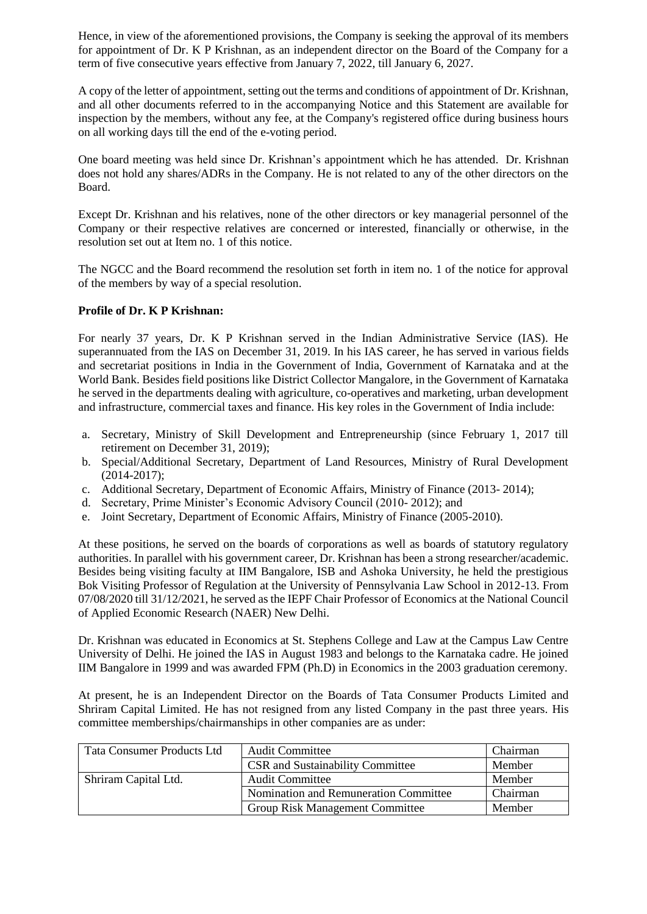Hence, in view of the aforementioned provisions, the Company is seeking the approval of its members for appointment of Dr. K P Krishnan, as an independent director on the Board of the Company for a term of five consecutive years effective from January 7, 2022, till January 6, 2027.

A copy of the letter of appointment, setting out the terms and conditions of appointment of Dr. Krishnan, and all other documents referred to in the accompanying Notice and this Statement are available for inspection by the members, without any fee, at the Company's registered office during business hours on all working days till the end of the e-voting period.

One board meeting was held since Dr. Krishnan's appointment which he has attended. Dr. Krishnan does not hold any shares/ADRs in the Company. He is not related to any of the other directors on the Board.

Except Dr. Krishnan and his relatives, none of the other directors or key managerial personnel of the Company or their respective relatives are concerned or interested, financially or otherwise, in the resolution set out at Item no. 1 of this notice.

The NGCC and the Board recommend the resolution set forth in item no. 1 of the notice for approval of the members by way of a special resolution.

**Profile of Dr. K P Krishnan:**

For nearly 37 years, Dr. K P Krishnan served in the Indian Administrative Service (IAS). He superannuated from the IAS on December 31, 2019. In his IAS career, he has served in various fields and secretariat positions in India in the Government of India, Government of Karnataka and at the World Bank. Besides field positions like District Collector Mangalore, in the Government of Karnataka he served in the departments dealing with agriculture, co-operatives and marketing, urban development and infrastructure, commercial taxes and finance. His key roles in the Government of India include:

a. Secretary, Ministry of Skill Development and Entrepreneurship (since February 1, 2017 till retirement on December 31, 2019);
b. Special/Additional Secretary, Department of Land Resources, Ministry of Rural Development (2014-2017);
c. Additional Secretary, Department of Economic Affairs, Ministry of Finance (2013- 2014);
d. Secretary, Prime Minister's Economic Advisory Council (2010- 2012); and
e. Joint Secretary, Department of Economic Affairs, Ministry of Finance (2005-2010).

At these positions, he served on the boards of corporations as well as boards of statutory regulatory authorities. In parallel with his government career, Dr. Krishnan has been a strong researcher/academic. Besides being visiting faculty at IIM Bangalore, ISB and Ashoka University, he held the prestigious Bok Visiting Professor of Regulation at the University of Pennsylvania Law School in 2012-13. From 07/08/2020 till 31/12/2021, he served as the IEPF Chair Professor of Economics at the National Council of Applied Economic Research (NAER) New Delhi.

Dr. Krishnan was educated in Economics at St. Stephens College and Law at the Campus Law Centre University of Delhi. He joined the IAS in August 1983 and belongs to the Karnataka cadre. He joined IIM Bangalore in 1999 and was awarded FPM (Ph.D) in Economics in the 2003 graduation ceremony.

At present, he is an Independent Director on the Boards of Tata Consumer Products Limited and Shriram Capital Limited. He has not resigned from any listed Company in the past three years. His committee memberships/chairmanships in other companies are as under:

| Company | Committee | Position |
|---|---|---|
| Tata Consumer Products Ltd | Audit Committee | Chairman |
| | CSR and Sustainability Committee | Member |
| Shriram Capital Ltd. | Audit Committee | Member |
| | Nomination and Remuneration Committee | Chairman |
| | Group Risk Management Committee | Member |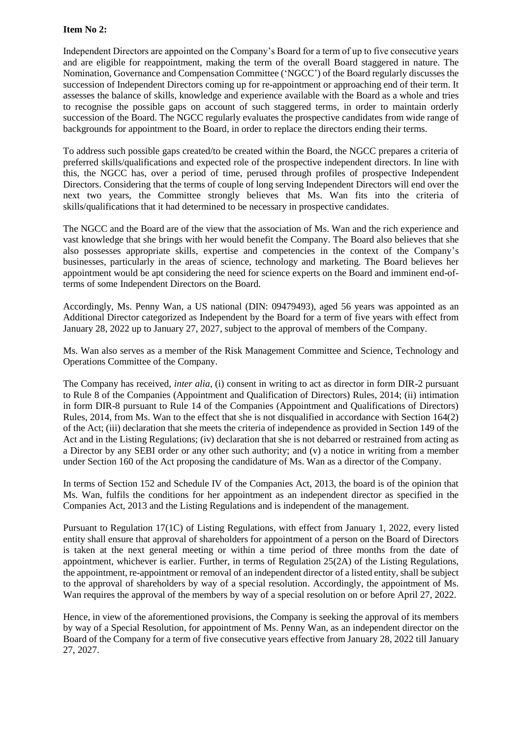**Item No 2:**

Independent Directors are appointed on the Company's Board for a term of up to five consecutive years and are eligible for reappointment, making the term of the overall Board staggered in nature. The Nomination, Governance and Compensation Committee ('NGCC') of the Board regularly discusses the succession of Independent Directors coming up for re-appointment or approaching end of their term. It assesses the balance of skills, knowledge and experience available with the Board as a whole and tries to recognise the possible gaps on account of such staggered terms, in order to maintain orderly succession of the Board. The NGCC regularly evaluates the prospective candidates from wide range of backgrounds for appointment to the Board, in order to replace the directors ending their terms.

To address such possible gaps created/to be created within the Board, the NGCC prepares a criteria of preferred skills/qualifications and expected role of the prospective independent directors. In line with this, the NGCC has, over a period of time, perused through profiles of prospective Independent Directors. Considering that the terms of couple of long serving Independent Directors will end over the next two years, the Committee strongly believes that Ms. Wan fits into the criteria of skills/qualifications that it had determined to be necessary in prospective candidates.

The NGCC and the Board are of the view that the association of Ms. Wan and the rich experience and vast knowledge that she brings with her would benefit the Company. The Board also believes that she also possesses appropriate skills, expertise and competencies in the context of the Company's businesses, particularly in the areas of science, technology and marketing. The Board believes her appointment would be apt considering the need for science experts on the Board and imminent end-of-terms of some Independent Directors on the Board.

Accordingly, Ms. Penny Wan, a US national (DIN: 09479493), aged 56 years was appointed as an Additional Director categorized as Independent by the Board for a term of five years with effect from January 28, 2022 up to January 27, 2027, subject to the approval of members of the Company.

Ms. Wan also serves as a member of the Risk Management Committee and Science, Technology and Operations Committee of the Company.

The Company has received, *inter alia*, (i) consent in writing to act as director in form DIR-2 pursuant to Rule 8 of the Companies (Appointment and Qualification of Directors) Rules, 2014; (ii) intimation in form DIR-8 pursuant to Rule 14 of the Companies (Appointment and Qualifications of Directors) Rules, 2014, from Ms. Wan to the effect that she is not disqualified in accordance with Section 164(2) of the Act; (iii) declaration that she meets the criteria of independence as provided in Section 149 of the Act and in the Listing Regulations; (iv) declaration that she is not debarred or restrained from acting as a Director by any SEBI order or any other such authority; and (v) a notice in writing from a member under Section 160 of the Act proposing the candidature of Ms. Wan as a director of the Company.

In terms of Section 152 and Schedule IV of the Companies Act, 2013, the board is of the opinion that Ms. Wan, fulfils the conditions for her appointment as an independent director as specified in the Companies Act, 2013 and the Listing Regulations and is independent of the management.

Pursuant to Regulation 17(1C) of Listing Regulations, with effect from January 1, 2022, every listed entity shall ensure that approval of shareholders for appointment of a person on the Board of Directors is taken at the next general meeting or within a time period of three months from the date of appointment, whichever is earlier. Further, in terms of Regulation 25(2A) of the Listing Regulations, the appointment, re-appointment or removal of an independent director of a listed entity, shall be subject to the approval of shareholders by way of a special resolution. Accordingly, the appointment of Ms. Wan requires the approval of the members by way of a special resolution on or before April 27, 2022.

Hence, in view of the aforementioned provisions, the Company is seeking the approval of its members by way of a Special Resolution, for appointment of Ms. Penny Wan, as an independent director on the Board of the Company for a term of five consecutive years effective from January 28, 2022 till January 27, 2027.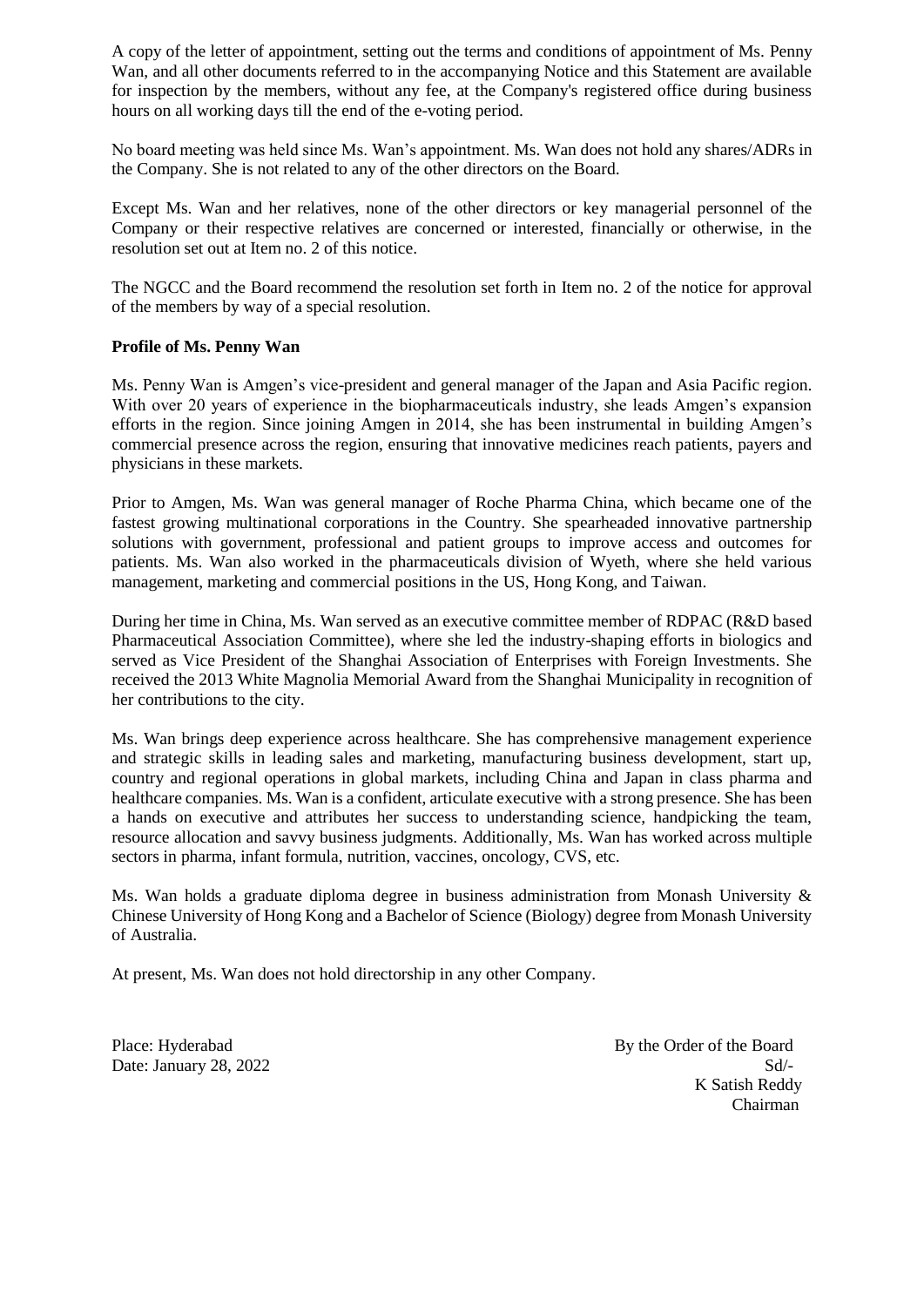A copy of the letter of appointment, setting out the terms and conditions of appointment of Ms. Penny Wan, and all other documents referred to in the accompanying Notice and this Statement are available for inspection by the members, without any fee, at the Company's registered office during business hours on all working days till the end of the e-voting period.

No board meeting was held since Ms. Wan's appointment. Ms. Wan does not hold any shares/ADRs in the Company. She is not related to any of the other directors on the Board.

Except Ms. Wan and her relatives, none of the other directors or key managerial personnel of the Company or their respective relatives are concerned or interested, financially or otherwise, in the resolution set out at Item no. 2 of this notice.

The NGCC and the Board recommend the resolution set forth in Item no. 2 of the notice for approval of the members by way of a special resolution.

**Profile of Ms. Penny Wan**

Ms. Penny Wan is Amgen's vice-president and general manager of the Japan and Asia Pacific region. With over 20 years of experience in the biopharmaceuticals industry, she leads Amgen's expansion efforts in the region. Since joining Amgen in 2014, she has been instrumental in building Amgen's commercial presence across the region, ensuring that innovative medicines reach patients, payers and physicians in these markets.

Prior to Amgen, Ms. Wan was general manager of Roche Pharma China, which became one of the fastest growing multinational corporations in the Country. She spearheaded innovative partnership solutions with government, professional and patient groups to improve access and outcomes for patients. Ms. Wan also worked in the pharmaceuticals division of Wyeth, where she held various management, marketing and commercial positions in the US, Hong Kong, and Taiwan.

During her time in China, Ms. Wan served as an executive committee member of RDPAC (R&D based Pharmaceutical Association Committee), where she led the industry-shaping efforts in biologics and served as Vice President of the Shanghai Association of Enterprises with Foreign Investments. She received the 2013 White Magnolia Memorial Award from the Shanghai Municipality in recognition of her contributions to the city.

Ms. Wan brings deep experience across healthcare. She has comprehensive management experience and strategic skills in leading sales and marketing, manufacturing business development, start up, country and regional operations in global markets, including China and Japan in class pharma and healthcare companies. Ms. Wan is a confident, articulate executive with a strong presence. She has been a hands on executive and attributes her success to understanding science, handpicking the team, resource allocation and savvy business judgments. Additionally, Ms. Wan has worked across multiple sectors in pharma, infant formula, nutrition, vaccines, oncology, CVS, etc.

Ms. Wan holds a graduate diploma degree in business administration from Monash University & Chinese University of Hong Kong and a Bachelor of Science (Biology) degree from Monash University of Australia.

At present, Ms. Wan does not hold directorship in any other Company.

Place: Hyderabad
Date: January 28, 2022

By the Order of the Board
Sd/-
K Satish Reddy
Chairman